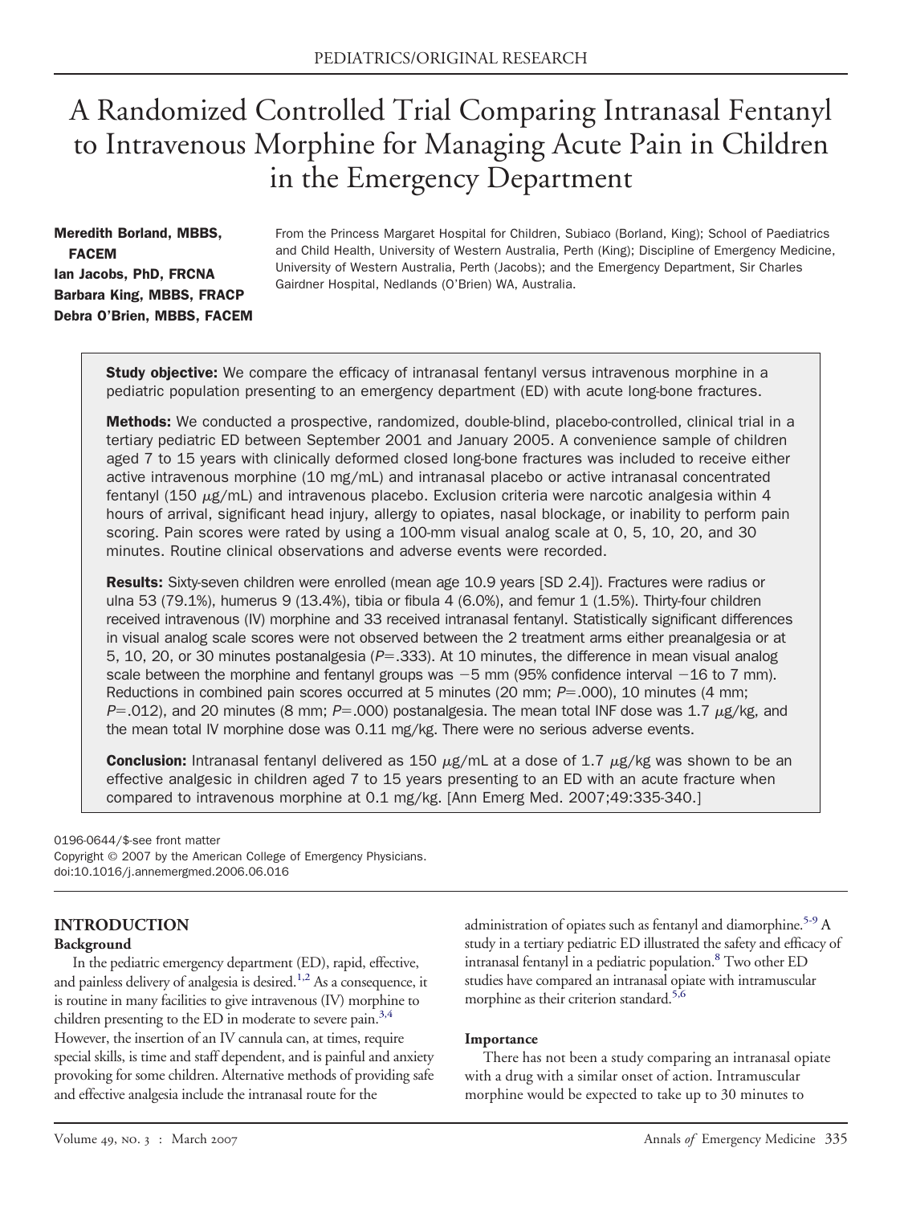# A Randomized Controlled Trial Comparing Intranasal Fentanyl to Intravenous Morphine for Managing Acute Pain in Children in the Emergency Department

**Meredith Borland, MBBS, FACEM**
**Ian Jacobs, PhD, FRCNA**
**Barbara King, MBBS, FRACP**
**Debra O'Brien, MBBS, FACEM**

From the Princess Margaret Hospital for Children, Subiaco (Borland, King); School of Paediatrics and Child Health, University of Western Australia, Perth (King); Discipline of Emergency Medicine, University of Western Australia, Perth (Jacobs); and the Emergency Department, Sir Charles Gairdner Hospital, Nedlands (O'Brien) WA, Australia.

**Study objective:** We compare the efficacy of intranasal fentanyl versus intravenous morphine in a pediatric population presenting to an emergency department (ED) with acute long-bone fractures.

**Methods:** We conducted a prospective, randomized, double-blind, placebo-controlled, clinical trial in a tertiary pediatric ED between September 2001 and January 2005. A convenience sample of children aged 7 to 15 years with clinically deformed closed long-bone fractures was included to receive either active intravenous morphine (10 mg/mL) and intranasal placebo or active intranasal concentrated fentanyl (150 $\mu$g/mL) and intravenous placebo. Exclusion criteria were narcotic analgesia within 4 hours of arrival, significant head injury, allergy to opiates, nasal blockage, or inability to perform pain scoring. Pain scores were rated by using a 100-mm visual analog scale at 0, 5, 10, 20, and 30 minutes. Routine clinical observations and adverse events were recorded.

**Results:** Sixty-seven children were enrolled (mean age 10.9 years [SD 2.4]). Fractures were radius or ulna 53 (79.1%), humerus 9 (13.4%), tibia or fibula 4 (6.0%), and femur 1 (1.5%). Thirty-four children received intravenous (IV) morphine and 33 received intranasal fentanyl. Statistically significant differences in visual analog scale scores were not observed between the 2 treatment arms either preanalgesia or at 5, 10, 20, or 30 minutes postanalgesia ($P$=.333). At 10 minutes, the difference in mean visual analog scale between the morphine and fentanyl groups was −5 mm (95% confidence interval −16 to 7 mm). Reductions in combined pain scores occurred at 5 minutes (20 mm; $P$=.000), 10 minutes (4 mm; $P$=.012), and 20 minutes (8 mm; $P$=.000) postanalgesia. The mean total INF dose was 1.7 $\mu$g/kg, and the mean total IV morphine dose was 0.11 mg/kg. There were no serious adverse events.

**Conclusion:** Intranasal fentanyl delivered as 150 $\mu$g/mL at a dose of 1.7 $\mu$g/kg was shown to be an effective analgesic in children aged 7 to 15 years presenting to an ED with an acute fracture when compared to intravenous morphine at 0.1 mg/kg. [Ann Emerg Med. 2007;49:335-340.]

0196-0644/$-see front matter
Copyright © 2007 by the American College of Emergency Physicians.
doi:10.1016/j.annemergmed.2006.06.016

## INTRODUCTION

### Background

In the pediatric emergency department (ED), rapid, effective, and painless delivery of analgesia is desired.[1,2] As a consequence, it is routine in many facilities to give intravenous (IV) morphine to children presenting to the ED in moderate to severe pain.[3,4] However, the insertion of an IV cannula can, at times, require special skills, is time and staff dependent, and is painful and anxiety provoking for some children. Alternative methods of providing safe and effective analgesia include the intranasal route for the administration of opiates such as fentanyl and diamorphine.[5-9] A study in a tertiary pediatric ED illustrated the safety and efficacy of intranasal fentanyl in a pediatric population.[8] Two other ED studies have compared an intranasal opiate with intramuscular morphine as their criterion standard.[5,6]

### Importance

There has not been a study comparing an intranasal opiate with a drug with a similar onset of action. Intramuscular morphine would be expected to take up to 30 minutes to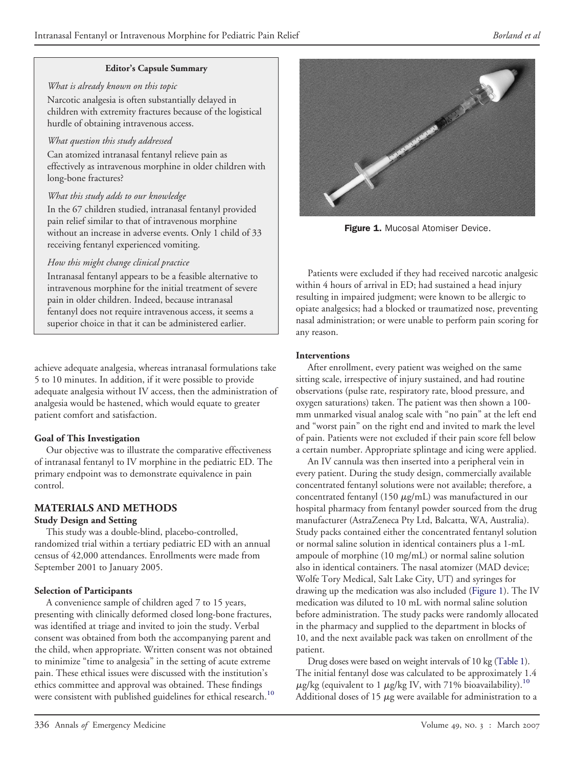**Editor's Capsule Summary**

*What is already known on this topic*

Narcotic analgesia is often substantially delayed in children with extremity fractures because of the logistical hurdle of obtaining intravenous access.

*What question this study addressed*

Can atomized intranasal fentanyl relieve pain as effectively as intravenous morphine in older children with long-bone fractures?

*What this study adds to our knowledge*

In the 67 children studied, intranasal fentanyl provided pain relief similar to that of intravenous morphine without an increase in adverse events. Only 1 child of 33 receiving fentanyl experienced vomiting.

*How this might change clinical practice*

Intranasal fentanyl appears to be a feasible alternative to intravenous morphine for the initial treatment of severe pain in older children. Indeed, because intranasal fentanyl does not require intravenous access, it seems a superior choice in that it can be administered earlier.

achieve adequate analgesia, whereas intranasal formulations take 5 to 10 minutes. In addition, if it were possible to provide adequate analgesia without IV access, then the administration of analgesia would be hastened, which would equate to greater patient comfort and satisfaction.

**Goal of This Investigation**

Our objective was to illustrate the comparative effectiveness of intranasal fentanyl to IV morphine in the pediatric ED. The primary endpoint was to demonstrate equivalence in pain control.

## MATERIALS AND METHODS

**Study Design and Setting**

This study was a double-blind, placebo-controlled, randomized trial within a tertiary pediatric ED with an annual census of 42,000 attendances. Enrollments were made from September 2001 to January 2005.

**Selection of Participants**

A convenience sample of children aged 7 to 15 years, presenting with clinically deformed closed long-bone fractures, was identified at triage and invited to join the study. Verbal consent was obtained from both the accompanying parent and the child, when appropriate. Written consent was not obtained to minimize "time to analgesia" in the setting of acute extreme pain. These ethical issues were discussed with the institution's ethics committee and approval was obtained. These findings were consistent with published guidelines for ethical research.[10]

**Figure 1.** Mucosal Atomiser Device.

Patients were excluded if they had received narcotic analgesic within 4 hours of arrival in ED; had sustained a head injury resulting in impaired judgment; were known to be allergic to opiate analgesics; had a blocked or traumatized nose, preventing nasal administration; or were unable to perform pain scoring for any reason.

**Interventions**

After enrollment, every patient was weighed on the same sitting scale, irrespective of injury sustained, and had routine observations (pulse rate, respiratory rate, blood pressure, and oxygen saturations) taken. The patient was then shown a 100-mm unmarked visual analog scale with "no pain" at the left end and "worst pain" on the right end and invited to mark the level of pain. Patients were not excluded if their pain score fell below a certain number. Appropriate splintage and icing were applied.

An IV cannula was then inserted into a peripheral vein in every patient. During the study design, commercially available concentrated fentanyl solutions were not available; therefore, a concentrated fentanyl (150 $\mu$g/mL) was manufactured in our hospital pharmacy from fentanyl powder sourced from the drug manufacturer (AstraZeneca Pty Ltd, Balcatta, WA, Australia). Study packs contained either the concentrated fentanyl solution or normal saline solution in identical containers plus a 1-mL ampoule of morphine (10 mg/mL) or normal saline solution also in identical containers. The nasal atomizer (MAD device; Wolfe Tory Medical, Salt Lake City, UT) and syringes for drawing up the medication was also included (Figure 1). The IV medication was diluted to 10 mL with normal saline solution before administration. The study packs were randomly allocated in the pharmacy and supplied to the department in blocks of 10, and the next available pack was taken on enrollment of the patient.

Drug doses were based on weight intervals of 10 kg (Table 1). The initial fentanyl dose was calculated to be approximately 1.4 $\mu$g/kg (equivalent to 1 $\mu$g/kg IV, with 71% bioavailability).[10] Additional doses of 15 $\mu$g were available for administration to a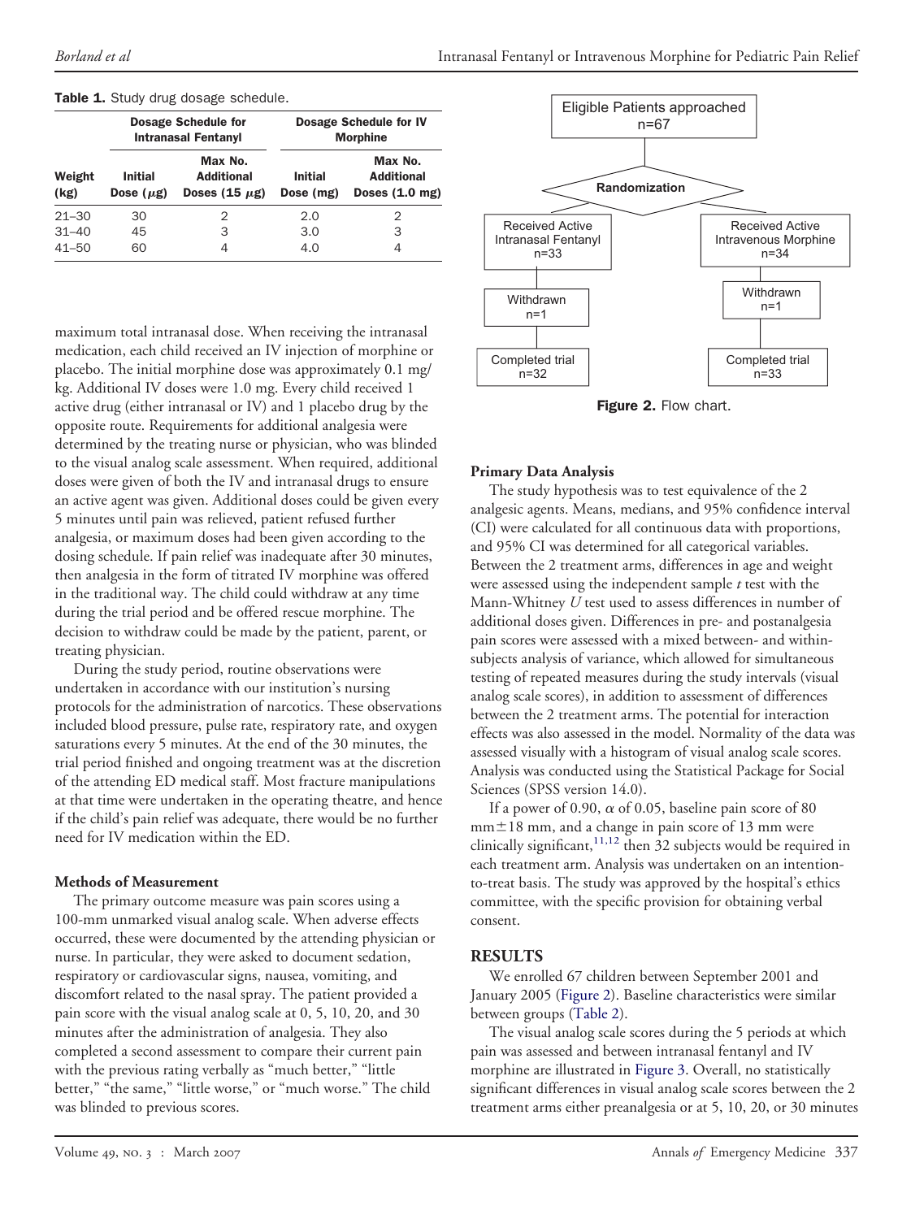**Table 1.** Study drug dosage schedule.

| Weight (kg) | Dosage Schedule for Intranasal Fentanyl | | Dosage Schedule for IV Morphine | |
|---|---|---|---|---|
| | Initial Dose ($\mu$g) | Max No. Additional Doses (15 $\mu$g) | Initial Dose (mg) | Max No. Additional Doses (1.0 mg) |
| 21–30 | 30 | 2 | 2.0 | 2 |
| 31–40 | 45 | 3 | 3.0 | 3 |
| 41–50 | 60 | 4 | 4.0 | 4 |

maximum total intranasal dose. When receiving the intranasal medication, each child received an IV injection of morphine or placebo. The initial morphine dose was approximately 0.1 mg/kg. Additional IV doses were 1.0 mg. Every child received 1 active drug (either intranasal or IV) and 1 placebo drug by the opposite route. Requirements for additional analgesia were determined by the treating nurse or physician, who was blinded to the visual analog scale assessment. When required, additional doses were given of both the IV and intranasal drugs to ensure an active agent was given. Additional doses could be given every 5 minutes until pain was relieved, patient refused further analgesia, or maximum doses had been given according to the dosing schedule. If pain relief was inadequate after 30 minutes, then analgesia in the form of titrated IV morphine was offered in the traditional way. The child could withdraw at any time during the trial period and be offered rescue morphine. The decision to withdraw could be made by the patient, parent, or treating physician.

During the study period, routine observations were undertaken in accordance with our institution's nursing protocols for the administration of narcotics. These observations included blood pressure, pulse rate, respiratory rate, and oxygen saturations every 5 minutes. At the end of the 30 minutes, the trial period finished and ongoing treatment was at the discretion of the attending ED medical staff. Most fracture manipulations at that time were undertaken in the operating theatre, and hence if the child's pain relief was adequate, there would be no further need for IV medication within the ED.

### Methods of Measurement

The primary outcome measure was pain scores using a 100-mm unmarked visual analog scale. When adverse effects occurred, these were documented by the attending physician or nurse. In particular, they were asked to document sedation, respiratory or cardiovascular signs, nausea, vomiting, and discomfort related to the nasal spray. The patient provided a pain score with the visual analog scale at 0, 5, 10, 20, and 30 minutes after the administration of analgesia. They also completed a second assessment to compare their current pain with the previous rating verbally as "much better," "little better," "the same," "little worse," or "much worse." The child was blinded to previous scores.

Eligible Patients approached n=67

Randomization

Received Active Intranasal Fentanyl n=33 → Withdrawn n=1 → Completed trial n=32

Received Active Intravenous Morphine n=34 → Withdrawn n=1 → Completed trial n=33

**Figure 2.** Flow chart.

### Primary Data Analysis

The study hypothesis was to test equivalence of the 2 analgesic agents. Means, medians, and 95% confidence interval (CI) were calculated for all continuous data with proportions, and 95% CI was determined for all categorical variables. Between the 2 treatment arms, differences in age and weight were assessed using the independent sample *t* test with the Mann-Whitney *U* test used to assess differences in number of additional doses given. Differences in pre- and postanalgesia pain scores were assessed with a mixed between- and within-subjects analysis of variance, which allowed for simultaneous testing of repeated measures during the study intervals (visual analog scale scores), in addition to assessment of differences between the 2 treatment arms. The potential for interaction effects was also assessed in the model. Normality of the data was assessed visually with a histogram of visual analog scale scores. Analysis was conducted using the Statistical Package for Social Sciences (SPSS version 14.0).

If a power of 0.90, $\alpha$ of 0.05, baseline pain score of 80 mm$\pm$18 mm, and a change in pain score of 13 mm were clinically significant,[11,12] then 32 subjects would be required in each treatment arm. Analysis was undertaken on an intention-to-treat basis. The study was approved by the hospital's ethics committee, with the specific provision for obtaining verbal consent.

## RESULTS

We enrolled 67 children between September 2001 and January 2005 (Figure 2). Baseline characteristics were similar between groups (Table 2).

The visual analog scale scores during the 5 periods at which pain was assessed and between intranasal fentanyl and IV morphine are illustrated in Figure 3. Overall, no statistically significant differences in visual analog scale scores between the 2 treatment arms either preanalgesia or at 5, 10, 20, or 30 minutes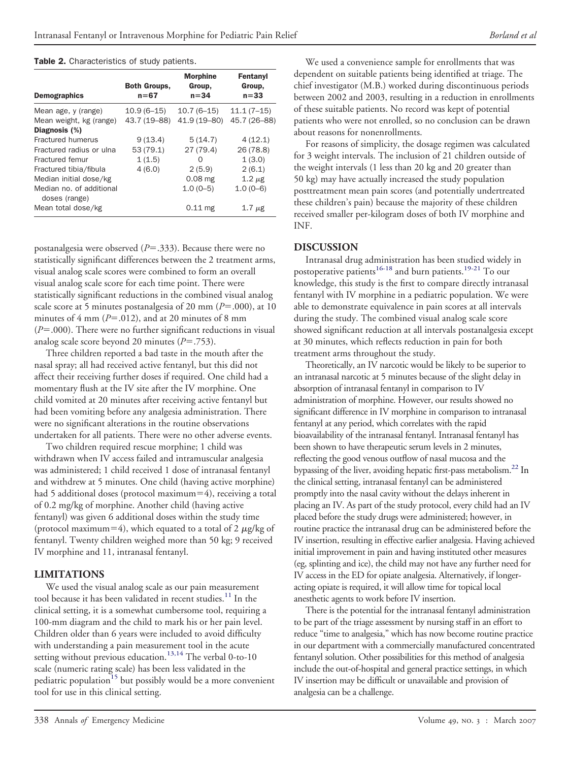**Table 2.** Characteristics of study patients.

| Demographics | Both Groups, n=67 | Morphine Group, n=34 | Fentanyl Group, n=33 |
|---|---|---|---|
| Mean age, y (range) | 10.9 (6–15) | 10.7 (6–15) | 11.1 (7–15) |
| Mean weight, kg (range) | 43.7 (19–88) | 41.9 (19–80) | 45.7 (26–88) |
| Diagnosis (%) | | | |
| Fractured humerus | 9 (13.4) | 5 (14.7) | 4 (12.1) |
| Fractured radius or ulna | 53 (79.1) | 27 (79.4) | 26 (78.8) |
| Fractured femur | 1 (1.5) | 0 | 1 (3.0) |
| Fractured tibia/fibula | 4 (6.0) | 2 (5.9) | 2 (6.1) |
| Median initial dose/kg | | 0.08 mg | 1.2 $\mu$g |
| Median no. of additional doses (range) | | 1.0 (0–5) | 1.0 (0–6) |
| Mean total dose/kg | | 0.11 mg | 1.7 $\mu$g |

postanalgesia were observed ($P$=.333). Because there were no statistically significant differences between the 2 treatment arms, visual analog scale scores were combined to form an overall visual analog scale score for each time point. There were statistically significant reductions in the combined visual analog scale score at 5 minutes postanalgesia of 20 mm ($P$=.000), at 10 minutes of 4 mm ($P$=.012), and at 20 minutes of 8 mm ($P$=.000). There were no further significant reductions in visual analog scale score beyond 20 minutes ($P$=.753).

Three children reported a bad taste in the mouth after the nasal spray; all had received active fentanyl, but this did not affect their receiving further doses if required. One child had a momentary flush at the IV site after the IV morphine. One child vomited at 20 minutes after receiving active fentanyl but had been vomiting before any analgesia administration. There were no significant alterations in the routine observations undertaken for all patients. There were no other adverse events.

Two children required rescue morphine; 1 child was withdrawn when IV access failed and intramuscular analgesia was administered; 1 child received 1 dose of intranasal fentanyl and withdrew at 5 minutes. One child (having active morphine) had 5 additional doses (protocol maximum=4), receiving a total of 0.2 mg/kg of morphine. Another child (having active fentanyl) was given 6 additional doses within the study time (protocol maximum=4), which equated to a total of 2 $\mu$g/kg of fentanyl. Twenty children weighed more than 50 kg; 9 received IV morphine and 11, intranasal fentanyl.

## LIMITATIONS

We used the visual analog scale as our pain measurement tool because it has been validated in recent studies.[11] In the clinical setting, it is a somewhat cumbersome tool, requiring a 100-mm diagram and the child to mark his or her pain level. Children older than 6 years were included to avoid difficulty with understanding a pain measurement tool in the acute setting without previous education.[13,14] The verbal 0-to-10 scale (numeric rating scale) has been less validated in the pediatric population[15] but possibly would be a more convenient tool for use in this clinical setting.

We used a convenience sample for enrollments that was dependent on suitable patients being identified at triage. The chief investigator (M.B.) worked during discontinuous periods between 2002 and 2003, resulting in a reduction in enrollments of these suitable patients. No record was kept of potential patients who were not enrolled, so no conclusion can be drawn about reasons for nonenrollments.

For reasons of simplicity, the dosage regimen was calculated for 3 weight intervals. The inclusion of 21 children outside of the weight intervals (1 less than 20 kg and 20 greater than 50 kg) may have actually increased the study population posttreatment mean pain scores (and potentially undertreated these children's pain) because the majority of these children received smaller per-kilogram doses of both IV morphine and INF.

## DISCUSSION

Intranasal drug administration has been studied widely in postoperative patients[16-18] and burn patients.[19-21] To our knowledge, this study is the first to compare directly intranasal fentanyl with IV morphine in a pediatric population. We were able to demonstrate equivalence in pain scores at all intervals during the study. The combined visual analog scale score showed significant reduction at all intervals postanalgesia except at 30 minutes, which reflects reduction in pain for both treatment arms throughout the study.

Theoretically, an IV narcotic would be likely to be superior to an intranasal narcotic at 5 minutes because of the slight delay in absorption of intranasal fentanyl in comparison to IV administration of morphine. However, our results showed no significant difference in IV morphine in comparison to intranasal fentanyl at any period, which correlates with the rapid bioavailability of the intranasal fentanyl. Intranasal fentanyl has been shown to have therapeutic serum levels in 2 minutes, reflecting the good venous outflow of nasal mucosa and the bypassing of the liver, avoiding hepatic first-pass metabolism.[22] In the clinical setting, intranasal fentanyl can be administered promptly into the nasal cavity without the delays inherent in placing an IV. As part of the study protocol, every child had an IV placed before the study drugs were administered; however, in routine practice the intranasal drug can be administered before the IV insertion, resulting in effective earlier analgesia. Having achieved initial improvement in pain and having instituted other measures (eg, splinting and ice), the child may not have any further need for IV access in the ED for opiate analgesia. Alternatively, if longer-acting opiate is required, it will allow time for topical local anesthetic agents to work before IV insertion.

There is the potential for the intranasal fentanyl administration to be part of the triage assessment by nursing staff in an effort to reduce "time to analgesia," which has now become routine practice in our department with a commercially manufactured concentrated fentanyl solution. Other possibilities for this method of analgesia include the out-of-hospital and general practice settings, in which IV insertion may be difficult or unavailable and provision of analgesia can be a challenge.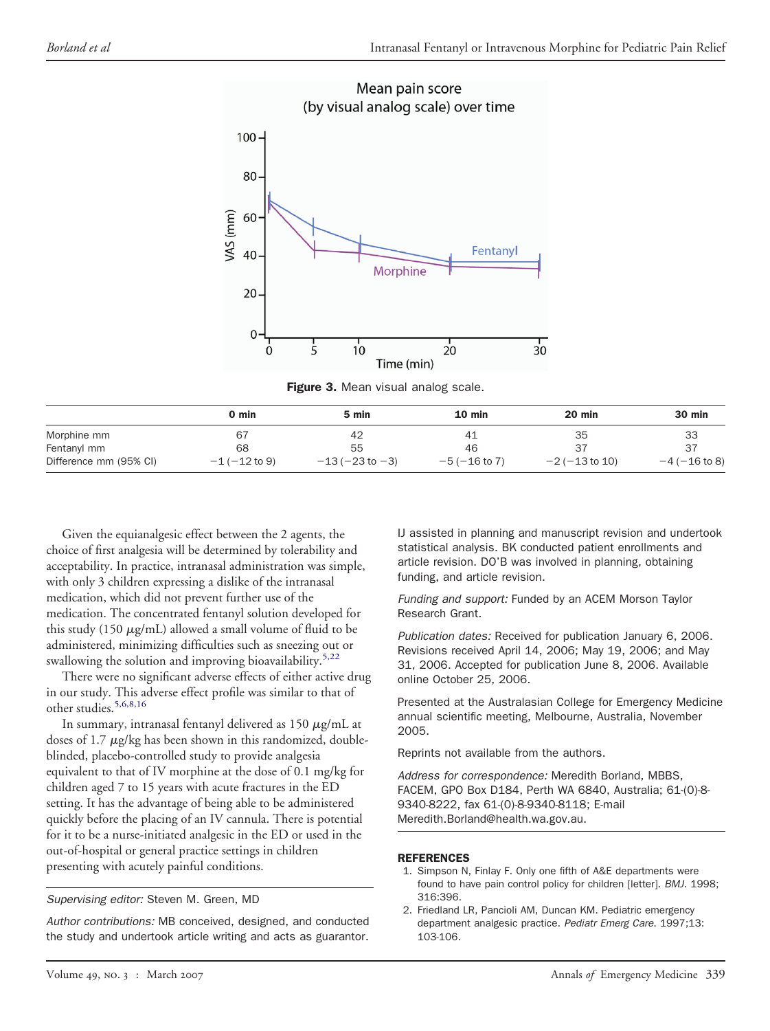**Figure 3.** Mean visual analog scale.

| | 0 min | 5 min | 10 min | 20 min | 30 min |
|---|---|---|---|---|---|
| Morphine mm | 67 | 42 | 41 | 35 | 33 |
| Fentanyl mm | 68 | 55 | 46 | 37 | 37 |
| Difference mm (95% CI) | −1 (−12 to 9) | −13 (−23 to −3) | −5 (−16 to 7) | −2 (−13 to 10) | −4 (−16 to 8) |

Given the equianalgesic effect between the 2 agents, the choice of first analgesia will be determined by tolerability and acceptability. In practice, intranasal administration was simple, with only 3 children expressing a dislike of the intranasal medication, which did not prevent further use of the medication. The concentrated fentanyl solution developed for this study (150 $\mu$g/mL) allowed a small volume of fluid to be administered, minimizing difficulties such as sneezing out or swallowing the solution and improving bioavailability.[5,22]

There were no significant adverse effects of either active drug in our study. This adverse effect profile was similar to that of other studies.[5,6,8,16]

In summary, intranasal fentanyl delivered as 150 $\mu$g/mL at doses of 1.7 $\mu$g/kg has been shown in this randomized, double-blinded, placebo-controlled study to provide analgesia equivalent to that of IV morphine at the dose of 0.1 mg/kg for children aged 7 to 15 years with acute fractures in the ED setting. It has the advantage of being able to be administered quickly before the placing of an IV cannula. There is potential for it to be a nurse-initiated analgesic in the ED or used in the out-of-hospital or general practice settings in children presenting with acutely painful conditions.

*Supervising editor:* Steven M. Green, MD

*Author contributions:* MB conceived, designed, and conducted the study and undertook article writing and acts as guarantor. IJ assisted in planning and manuscript revision and undertook statistical analysis. BK conducted patient enrollments and article revision. DO'B was involved in planning, obtaining funding, and article revision.

*Funding and support:* Funded by an ACEM Morson Taylor Research Grant.

*Publication dates:* Received for publication January 6, 2006. Revisions received April 14, 2006; May 19, 2006; and May 31, 2006. Accepted for publication June 8, 2006. Available online October 25, 2006.

Presented at the Australasian College for Emergency Medicine annual scientific meeting, Melbourne, Australia, November 2005.

Reprints not available from the authors.

*Address for correspondence:* Meredith Borland, MBBS, FACEM, GPO Box D184, Perth WA 6840, Australia; 61-(0)-8-9340-8222, fax 61-(0)-8-9340-8118; E-mail Meredith.Borland@health.wa.gov.au.

## REFERENCES

1. Simpson N, Finlay F. Only one fifth of A&E departments were found to have pain control policy for children [letter]. *BMJ.* 1998; 316:396.
2. Friedland LR, Pancioli AM, Duncan KM. Pediatric emergency department analgesic practice. *Pediatr Emerg Care.* 1997;13: 103-106.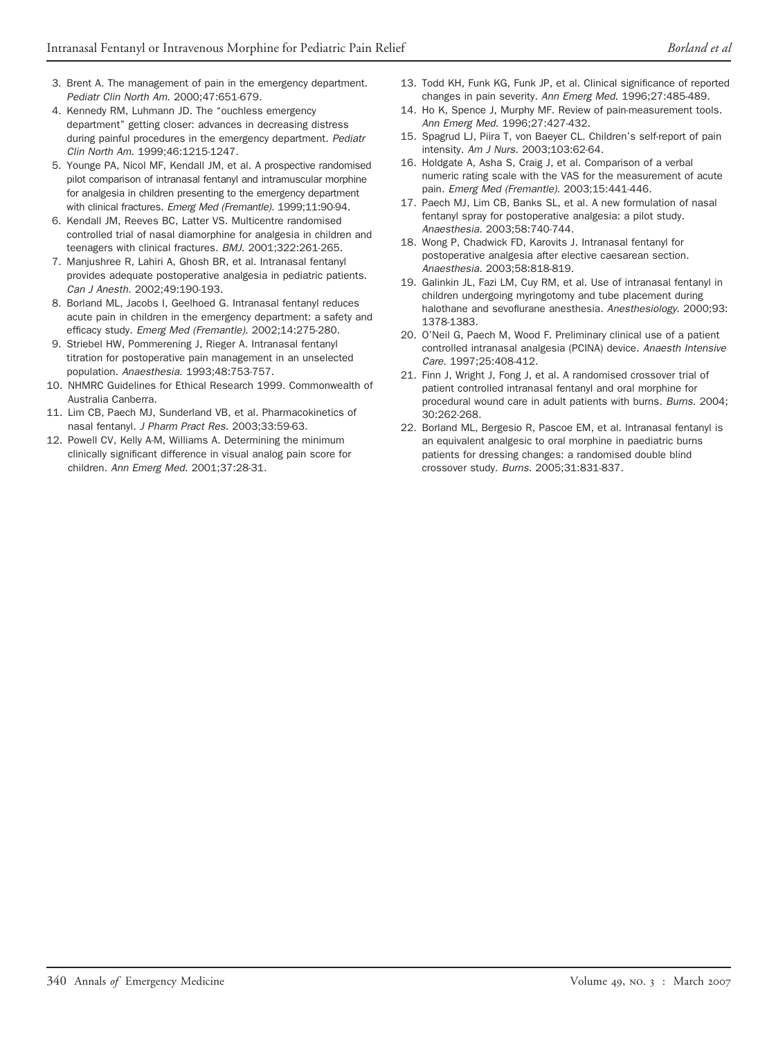3. Brent A. The management of pain in the emergency department. *Pediatr Clin North Am*. 2000;47:651-679.
4. Kennedy RM, Luhmann JD. The "ouchless emergency department" getting closer: advances in decreasing distress during painful procedures in the emergency department. *Pediatr Clin North Am*. 1999;46:1215-1247.
5. Younge PA, Nicol MF, Kendall JM, et al. A prospective randomised pilot comparison of intranasal fentanyl and intramuscular morphine for analgesia in children presenting to the emergency department with clinical fractures. *Emerg Med (Fremantle)*. 1999;11:90-94.
6. Kendall JM, Reeves BC, Latter VS. Multicentre randomised controlled trial of nasal diamorphine for analgesia in children and teenagers with clinical fractures. *BMJ*. 2001;322:261-265.
7. Manjushree R, Lahiri A, Ghosh BR, et al. Intranasal fentanyl provides adequate postoperative analgesia in pediatric patients. *Can J Anesth*. 2002;49:190-193.
8. Borland ML, Jacobs I, Geelhoed G. Intranasal fentanyl reduces acute pain in children in the emergency department: a safety and efficacy study. *Emerg Med (Fremantle)*. 2002;14:275-280.
9. Striebel HW, Pommerening J, Rieger A. Intranasal fentanyl titration for postoperative pain management in an unselected population. *Anaesthesia*. 1993;48:753-757.
10. NHMRC Guidelines for Ethical Research 1999. Commonwealth of Australia Canberra.
11. Lim CB, Paech MJ, Sunderland VB, et al. Pharmacokinetics of nasal fentanyl. *J Pharm Pract Res*. 2003;33:59-63.
12. Powell CV, Kelly A-M, Williams A. Determining the minimum clinically significant difference in visual analog pain score for children. *Ann Emerg Med*. 2001;37:28-31.
13. Todd KH, Funk KG, Funk JP, et al. Clinical significance of reported changes in pain severity. *Ann Emerg Med*. 1996;27:485-489.
14. Ho K, Spence J, Murphy MF. Review of pain-measurement tools. *Ann Emerg Med*. 1996;27:427-432.
15. Spagrud LJ, Piira T, von Baeyer CL. Children's self-report of pain intensity. *Am J Nurs*. 2003;103:62-64.
16. Holdgate A, Asha S, Craig J, et al. Comparison of a verbal numeric rating scale with the VAS for the measurement of acute pain. *Emerg Med (Fremantle)*. 2003;15:441-446.
17. Paech MJ, Lim CB, Banks SL, et al. A new formulation of nasal fentanyl spray for postoperative analgesia: a pilot study. *Anaesthesia*. 2003;58:740-744.
18. Wong P, Chadwick FD, Karovits J. Intranasal fentanyl for postoperative analgesia after elective caesarean section. *Anaesthesia*. 2003;58:818-819.
19. Galinkin JL, Fazi LM, Cuy RM, et al. Use of intranasal fentanyl in children undergoing myringotomy and tube placement during halothane and sevoflurane anesthesia. *Anesthesiology*. 2000;93:1378-1383.
20. O'Neil G, Paech M, Wood F. Preliminary clinical use of a patient controlled intranasal analgesia (PCINA) device. *Anaesth Intensive Care*. 1997;25:408-412.
21. Finn J, Wright J, Fong J, et al. A randomised crossover trial of patient controlled intranasal fentanyl and oral morphine for procedural wound care in adult patients with burns. *Burns*. 2004;30:262-268.
22. Borland ML, Bergesio R, Pascoe EM, et al. Intranasal fentanyl is an equivalent analgesic to oral morphine in paediatric burns patients for dressing changes: a randomised double blind crossover study. *Burns*. 2005;31:831-837.